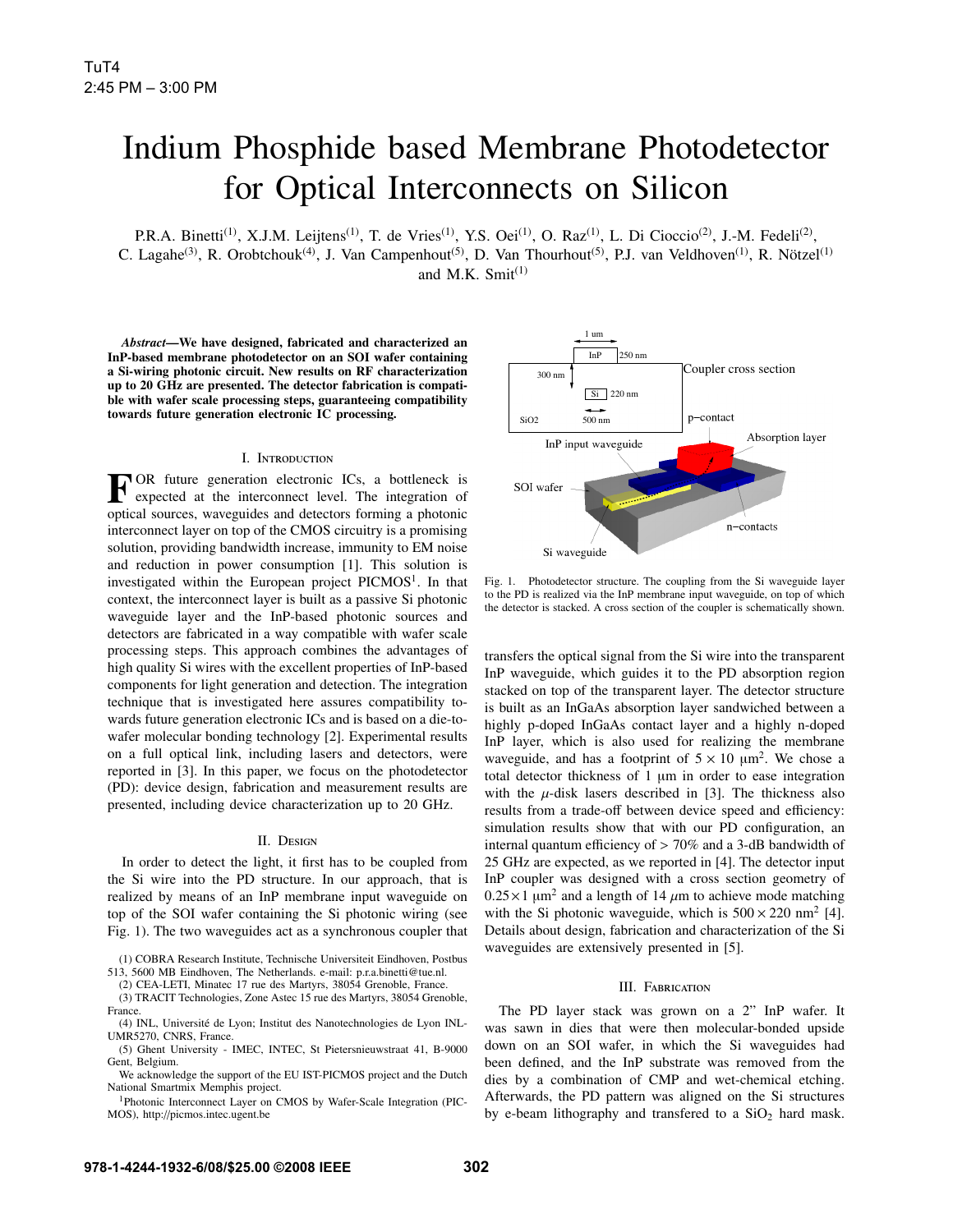# Indium Phosphide based Membrane Photodetector for Optical Interconnects on Silicon

P.R.A. Binetti[(1)], X.J.M. Leijtens[(1)], T. de Vries[(1)], Y.S. Oei[(1)], O. Raz[(1)], L. Di Cioccio[(2)], J.-M. Fedeli[(2)], C. Lagahe[(3)], R. Orobtchouk[(4)], J. Van Campenhout[(5)], D. Van Thourhout[(5)], P.J. van Veldhoven[(1)], R. Nötzel[(1)] and M.K. Smit[(1)]

***Abstract*—We have designed, fabricated and characterized an InP-based membrane photodetector on an SOI wafer containing a Si-wiring photonic circuit. New results on RF characterization up to 20 GHz are presented. The detector fabrication is compatible with wafer scale processing steps, guaranteeing compatibility towards future generation electronic IC processing.**

## I. Introduction

For future generation electronic ICs, a bottleneck is expected at the interconnect level. The integration of optical sources, waveguides and detectors forming a photonic interconnect layer on top of the CMOS circuitry is a promising solution, providing bandwidth increase, immunity to EM noise and reduction in power consumption [1]. This solution is investigated within the European project PICMOS[1]. In that context, the interconnect layer is built as a passive Si photonic waveguide layer and the InP-based photonic sources and detectors are fabricated in a way compatible with wafer scale processing steps. This approach combines the advantages of high quality Si wires with the excellent properties of InP-based components for light generation and detection. The integration technique that is investigated here assures compatibility towards future generation electronic ICs and is based on a die-to-wafer molecular bonding technology [2]. Experimental results on a full optical link, including lasers and detectors, were reported in [3]. In this paper, we focus on the photodetector (PD): device design, fabrication and measurement results are presented, including device characterization up to 20 GHz.

## II. Design

In order to detect the light, it first has to be coupled from the Si wire into the PD structure. In our approach, that is realized by means of an InP membrane input waveguide on top of the SOI wafer containing the Si photonic wiring (see Fig. 1). The two waveguides act as a synchronous coupler that transfers the optical signal from the Si wire into the transparent InP waveguide, which guides it to the PD absorption region stacked on top of the transparent layer. The detector structure is built as an InGaAs absorption layer sandwiched between a highly p-doped InGaAs contact layer and a highly n-doped InP layer, which is also used for realizing the membrane waveguide, and has a footprint of $5 \times 10$ μm$^2$. We chose a total detector thickness of 1 μm in order to ease integration with the $\mu$-disk lasers described in [3]. The thickness also results from a trade-off between device speed and efficiency: simulation results show that with our PD configuration, an internal quantum efficiency of > 70% and a 3-dB bandwidth of 25 GHz are expected, as we reported in [4]. The detector input InP coupler was designed with a cross section geometry of $0.25 \times 1$ μm$^2$ and a length of 14 $\mu$m to achieve mode matching with the Si photonic waveguide, which is $500 \times 220$ nm$^2$ [4]. Details about design, fabrication and characterization of the Si waveguides are extensively presented in [5].

Fig. 1. Photodetector structure. The coupling from the Si waveguide layer to the PD is realized via the InP membrane input waveguide, on top of which the detector is stacked. A cross section of the coupler is schematically shown.

## III. Fabrication

The PD layer stack was grown on a 2" InP wafer. It was sawn in dies that were then molecular-bonded upside down on an SOI wafer, in which the Si waveguides had been defined, and the InP substrate was removed from the dies by a combination of CMP and wet-chemical etching. Afterwards, the PD pattern was aligned on the Si structures by e-beam lithography and transfered to a $SiO_2$ hard mask.

(1) COBRA Research Institute, Technische Universiteit Eindhoven, Postbus 513, 5600 MB Eindhoven, The Netherlands. e-mail: p.r.a.binetti@tue.nl.

(2) CEA-LETI, Minatec 17 rue des Martyrs, 38054 Grenoble, France.

(3) TRACIT Technologies, Zone Astec 15 rue des Martyrs, 38054 Grenoble, France.

(4) INL, Université de Lyon; Institut des Nanotechnologies de Lyon INL-UMR5270, CNRS, France.

(5) Ghent University - IMEC, INTEC, St Pietersnieuwstraat 41, B-9000 Gent, Belgium.

We acknowledge the support of the EU IST-PICMOS project and the Dutch National Smartmix Memphis project.

[1] Photonic Interconnect Layer on CMOS by Wafer-Scale Integration (PICMOS), http://picmos.intec.ugent.be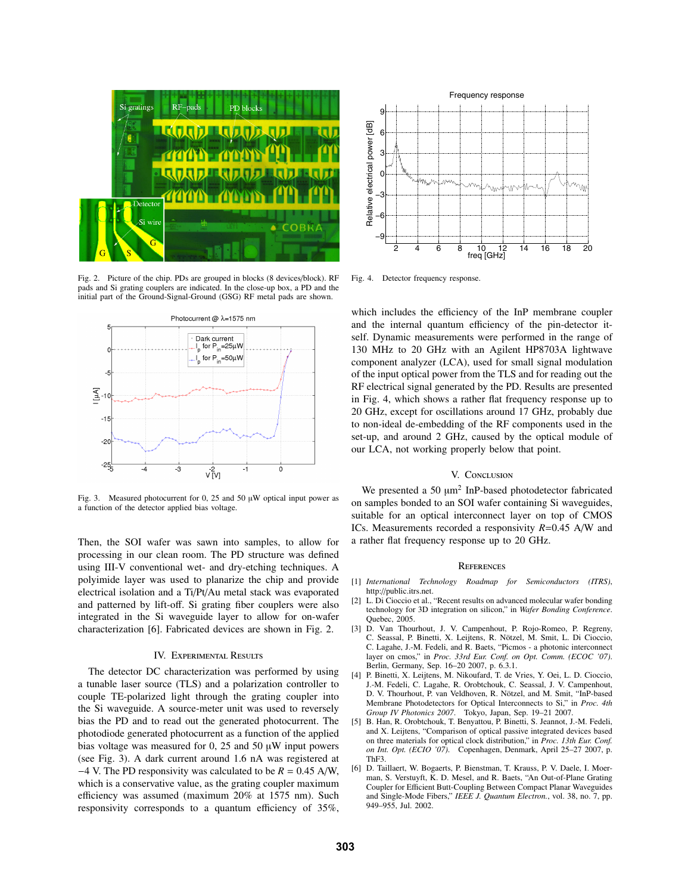Fig. 2. Picture of the chip. PDs are grouped in blocks (8 devices/block). RF pads and Si grating couplers are indicated. In the close-up box, a PD and the initial part of the Ground-Signal-Ground (GSG) RF metal pads are shown.

Fig. 3. Measured photocurrent for 0, 25 and 50 µW optical input power as a function of the detector applied bias voltage.

Then, the SOI wafer was sawn into samples, to allow for processing in our clean room. The PD structure was defined using III-V conventional wet- and dry-etching techniques. A polyimide layer was used to planarize the chip and provide electrical isolation and a Ti/Pt/Au metal stack was evaporated and patterned by lift-off. Si grating fiber couplers were also integrated in the Si waveguide layer to allow for on-wafer characterization [6]. Fabricated devices are shown in Fig. 2.

## IV. Experimental Results

The detector DC characterization was performed by using a tunable laser source (TLS) and a polarization controller to couple TE-polarized light through the grating coupler into the Si waveguide. A source-meter unit was used to reversely bias the PD and to read out the generated photocurrent. The photodiode generated photocurrent as a function of the applied bias voltage was measured for 0, 25 and 50 µW input powers (see Fig. 3). A dark current around 1.6 nA was registered at −4 V. The PD responsivity was calculated to be $R$ = 0.45 A/W, which is a conservative value, as the grating coupler maximum efficiency was assumed (maximum 20% at 1575 nm). Such responsivity corresponds to a quantum efficiency of 35%,

Fig. 4. Detector frequency response.

which includes the efficiency of the InP membrane coupler and the internal quantum efficiency of the pin-detector itself. Dynamic measurements were performed in the range of 130 MHz to 20 GHz with an Agilent HP8703A lightwave component analyzer (LCA), used for small signal modulation of the input optical power from the TLS and for reading out the RF electrical signal generated by the PD. Results are presented in Fig. 4, which shows a rather flat frequency response up to 20 GHz, except for oscillations around 17 GHz, probably due to non-ideal de-embedding of the RF components used in the set-up, and around 2 GHz, caused by the optical module of our LCA, not working properly below that point.

## V. Conclusion

We presented a 50 µm$^2$ InP-based photodetector fabricated on samples bonded to an SOI wafer containing Si waveguides, suitable for an optical interconnect layer on top of CMOS ICs. Measurements recorded a responsivity $R$=0.45 A/W and a rather flat frequency response up to 20 GHz.

## References

[1] *International Technology Roadmap for Semiconductors (ITRS)*, http://public.itrs.net.

[2] L. Di Cioccio et al., "Recent results on advanced molecular wafer bonding technology for 3D integration on silicon," in *Wafer Bonding Conference*. Quebec, 2005.

[3] D. Van Thourhout, J. V. Campenhout, P. Rojo-Romeo, P. Regreny, C. Seassal, P. Binetti, X. Leijtens, R. Nötzel, M. Smit, L. Di Cioccio, C. Lagahe, J.-M. Fedeli, and R. Baets, "Picmos - a photonic interconnect layer on cmos," in *Proc. 33rd Eur. Conf. on Opt. Comm. (ECOC '07)*. Berlin, Germany, Sep. 16–20 2007, p. 6.3.1.

[4] P. Binetti, X. Leijtens, M. Nikoufard, T. de Vries, Y. Oei, L. D. Cioccio, J.-M. Fedeli, C. Lagahe, R. Orobtchouk, C. Seassal, J. V. Campenhout, D. V. Thourhout, P. van Veldhoven, R. Nötzel, and M. Smit, "InP-based Membrane Photodetectors for Optical Interconnects to Si," in *Proc. 4th Group IV Photonics 2007*. Tokyo, Japan, Sep. 19–21 2007.

[5] B. Han, R. Orobtchouk, T. Benyattou, P. Binetti, S. Jeannot, J.-M. Fedeli, and X. Leijtens, "Comparison of optical passive integrated devices based on three materials for optical clock distribution," in *Proc. 13th Eur. Conf. on Int. Opt. (ECIO '07)*. Copenhagen, Denmark, April 25–27 2007, p. ThF3.

[6] D. Taillaert, W. Bogaerts, P. Bienstman, T. Krauss, P. V. Daele, I. Moerman, S. Verstuyft, K. D. Mesel, and R. Baets, "An Out-of-Plane Grating Coupler for Efficient Butt-Coupling Between Compact Planar Waveguides and Single-Mode Fibers," *IEEE J. Quantum Electron.*, vol. 38, no. 7, pp. 949–955, Jul. 2002.